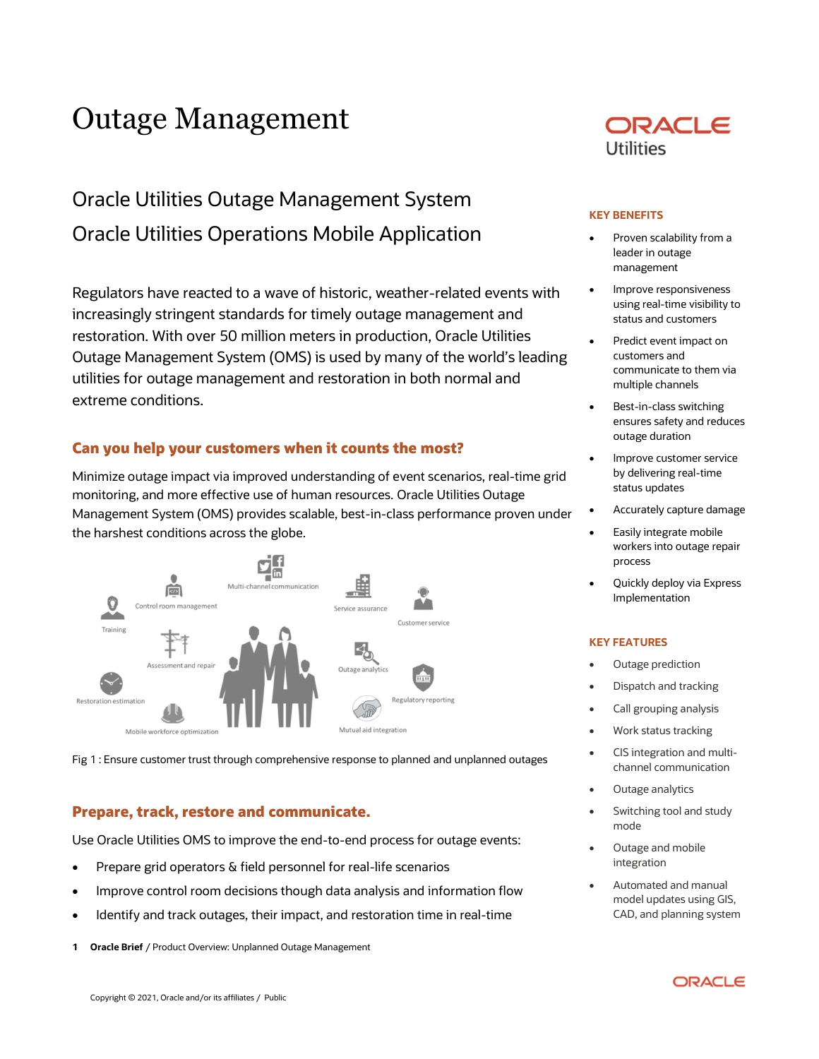# Outage Management

## Oracle Utilities Outage Management System

## Oracle Utilities Operations Mobile Application

Regulators have reacted to a wave of historic, weather-related events with increasingly stringent standards for timely outage management and restoration. With over 50 million meters in production, Oracle Utilities Outage Management System (OMS) is used by many of the world's leading utilities for outage management and restoration in both normal and extreme conditions.

### Can you help your customers when it counts the most?

Minimize outage impact via improved understanding of event scenarios, real-time grid monitoring, and more effective use of human resources. Oracle Utilities Outage Management System (OMS) provides scalable, best-in-class performance proven under the harshest conditions across the globe.

Fig 1 : Ensure customer trust through comprehensive response to planned and unplanned outages

### Prepare, track, restore and communicate.

Use Oracle Utilities OMS to improve the end-to-end process for outage events:

- Prepare grid operators & field personnel for real-life scenarios
- Improve control room decisions though data analysis and information flow
- Identify and track outages, their impact, and restoration time in real-time

### KEY BENEFITS

- Proven scalability from a leader in outage management
- Improve responsiveness using real-time visibility to status and customers
- Predict event impact on customers and communicate to them via multiple channels
- Best-in-class switching ensures safety and reduces outage duration
- Improve customer service by delivering real-time status updates
- Accurately capture damage
- Easily integrate mobile workers into outage repair process
- Quickly deploy via Express Implementation

### KEY FEATURES

- Outage prediction
- Dispatch and tracking
- Call grouping analysis
- Work status tracking
- CIS integration and multi-channel communication
- Outage analytics
- Switching tool and study mode
- Outage and mobile integration
- Automated and manual model updates using GIS, CAD, and planning system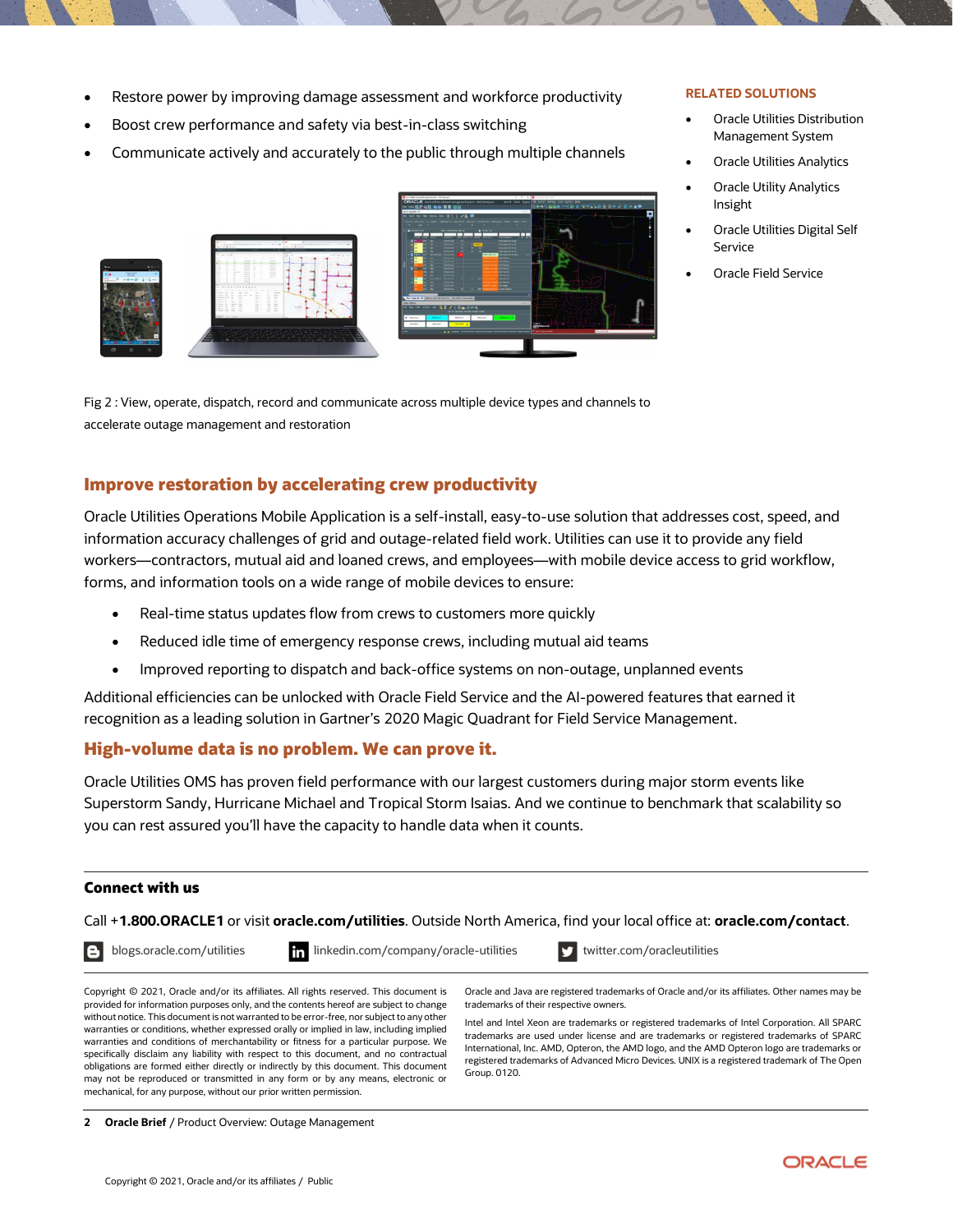- Restore power by improving damage assessment and workforce productivity
- Boost crew performance and safety via best-in-class switching
- Communicate actively and accurately to the public through multiple channels

Fig 2 : View, operate, dispatch, record and communicate across multiple device types and channels to accelerate outage management and restoration

**RELATED SOLUTIONS**

- Oracle Utilities Distribution Management System
- Oracle Utilities Analytics
- Oracle Utility Analytics Insight
- Oracle Utilities Digital Self Service
- Oracle Field Service

## Improve restoration by accelerating crew productivity

Oracle Utilities Operations Mobile Application is a self-install, easy-to-use solution that addresses cost, speed, and information accuracy challenges of grid and outage-related field work. Utilities can use it to provide any field workers—contractors, mutual aid and loaned crews, and employees—with mobile device access to grid workflow, forms, and information tools on a wide range of mobile devices to ensure:

- Real-time status updates flow from crews to customers more quickly
- Reduced idle time of emergency response crews, including mutual aid teams
- Improved reporting to dispatch and back-office systems on non-outage, unplanned events

Additional efficiencies can be unlocked with Oracle Field Service and the AI-powered features that earned it recognition as a leading solution in Gartner's 2020 Magic Quadrant for Field Service Management.

## High-volume data is no problem. We can prove it.

Oracle Utilities OMS has proven field performance with our largest customers during major storm events like Superstorm Sandy, Hurricane Michael and Tropical Storm Isaias. And we continue to benchmark that scalability so you can rest assured you'll have the capacity to handle data when it counts.

### Connect with us

Call +**1.800.ORACLE1** or visit **oracle.com/utilities**. Outside North America, find your local office at: **oracle.com/contact**.

blogs.oracle.com/utilities    linkedin.com/company/oracle-utilities    twitter.com/oracleutilities

Copyright © 2021, Oracle and/or its affiliates. All rights reserved. This document is provided for information purposes only, and the contents hereof are subject to change without notice. This document is not warranted to be error-free, nor subject to any other warranties or conditions, whether expressed orally or implied in law, including implied warranties and conditions of merchantability or fitness for a particular purpose. We specifically disclaim any liability with respect to this document, and no contractual obligations are formed either directly or indirectly by this document. This document may not be reproduced or transmitted in any form or by any means, electronic or mechanical, for any purpose, without our prior written permission.

Oracle and Java are registered trademarks of Oracle and/or its affiliates. Other names may be trademarks of their respective owners.

Intel and Intel Xeon are trademarks or registered trademarks of Intel Corporation. All SPARC trademarks are used under license and are trademarks or registered trademarks of SPARC International, Inc. AMD, Opteron, the AMD logo, and the AMD Opteron logo are trademarks or registered trademarks of Advanced Micro Devices. UNIX is a registered trademark of The Open Group. 0120.